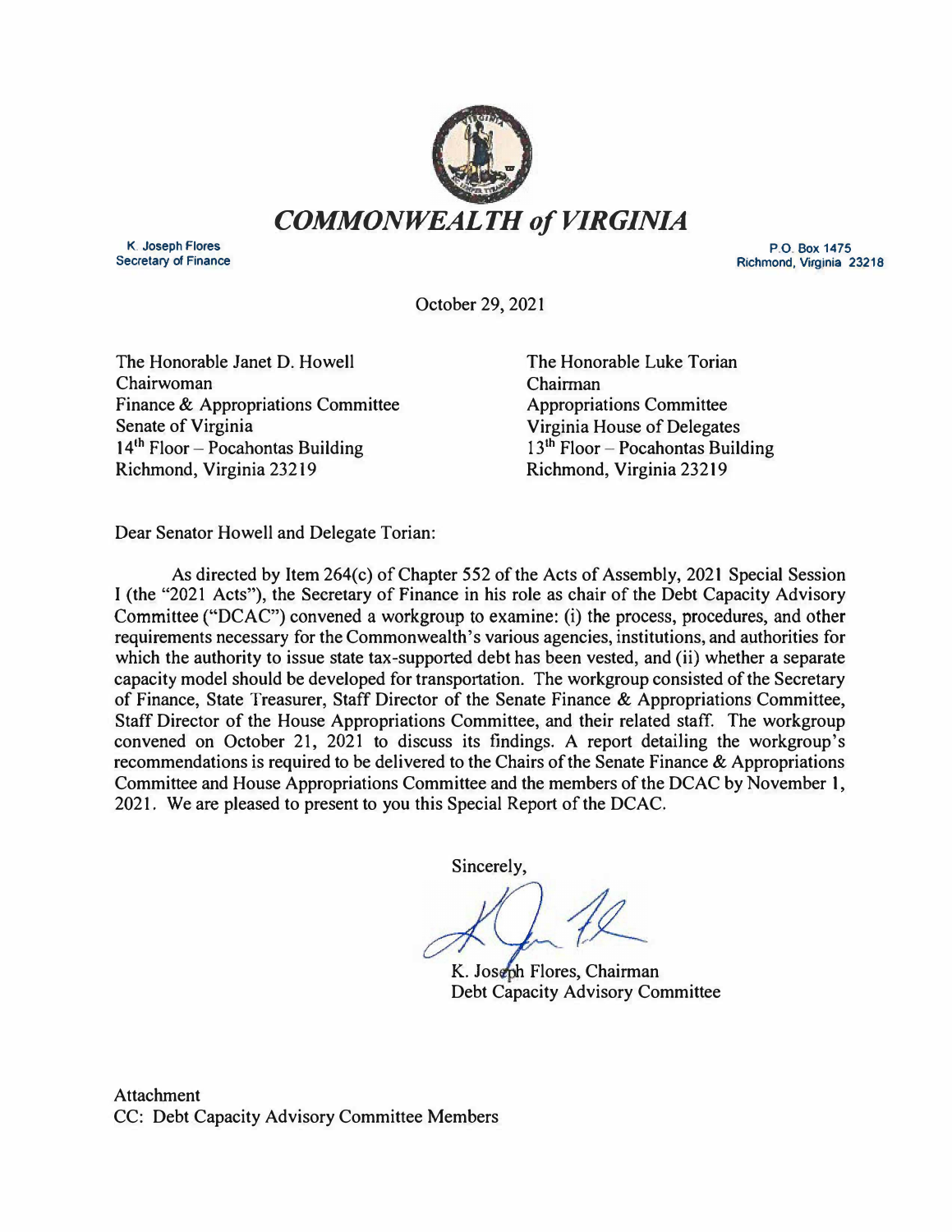# *COMMONWEALTH of VIRGINIA*

K. Joseph Flores
Secretary of Finance

P.O. Box 1475
Richmond, Virginia 23218

October 29, 2021

The Honorable Janet D. Howell
Chairwoman
Finance & Appropriations Committee
Senate of Virginia
14th Floor – Pocahontas Building
Richmond, Virginia 23219

The Honorable Luke Torian
Chairman
Appropriations Committee
Virginia House of Delegates
13th Floor – Pocahontas Building
Richmond, Virginia 23219

Dear Senator Howell and Delegate Torian:

As directed by Item 264(c) of Chapter 552 of the Acts of Assembly, 2021 Special Session I (the "2021 Acts"), the Secretary of Finance in his role as chair of the Debt Capacity Advisory Committee ("DCAC") convened a workgroup to examine: (i) the process, procedures, and other requirements necessary for the Commonwealth's various agencies, institutions, and authorities for which the authority to issue state tax-supported debt has been vested, and (ii) whether a separate capacity model should be developed for transportation. The workgroup consisted of the Secretary of Finance, State Treasurer, Staff Director of the Senate Finance & Appropriations Committee, Staff Director of the House Appropriations Committee, and their related staff. The workgroup convened on October 21, 2021 to discuss its findings. A report detailing the workgroup's recommendations is required to be delivered to the Chairs of the Senate Finance & Appropriations Committee and House Appropriations Committee and the members of the DCAC by November 1, 2021. We are pleased to present to you this Special Report of the DCAC.

Sincerely,

K. Joseph Flores, Chairman
Debt Capacity Advisory Committee

Attachment
CC: Debt Capacity Advisory Committee Members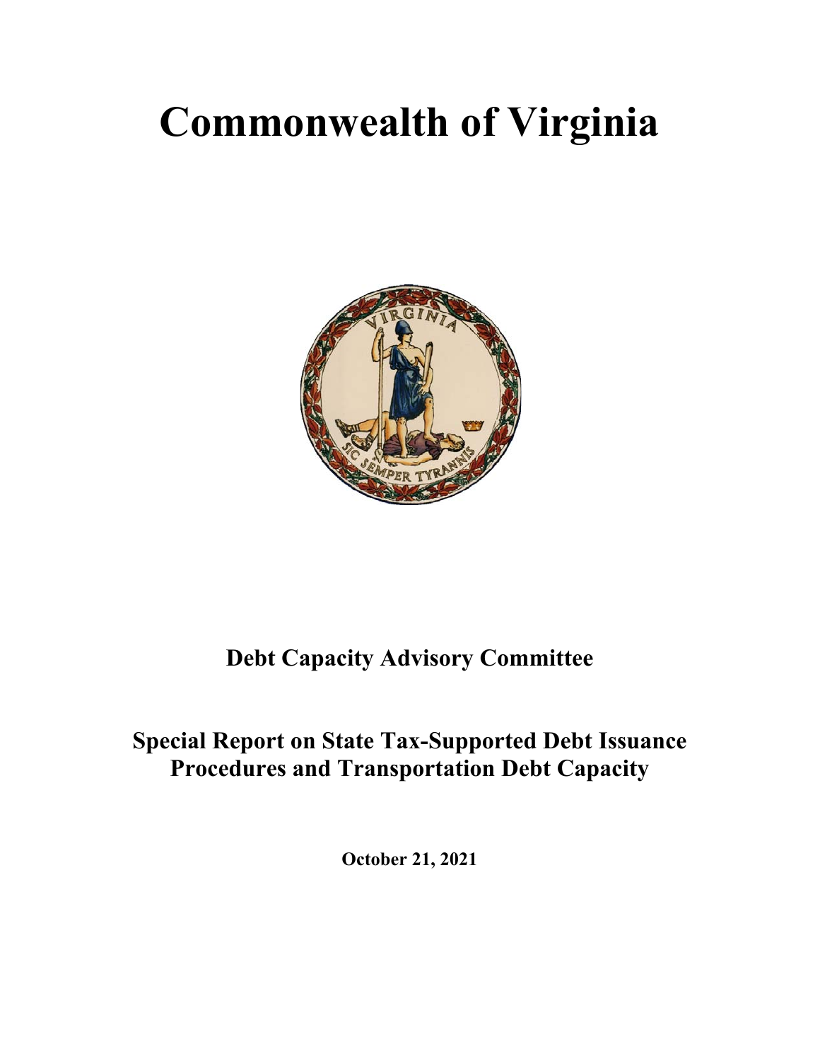# Commonwealth of Virginia

## Debt Capacity Advisory Committee

## Special Report on State Tax-Supported Debt Issuance Procedures and Transportation Debt Capacity

**October 21, 2021**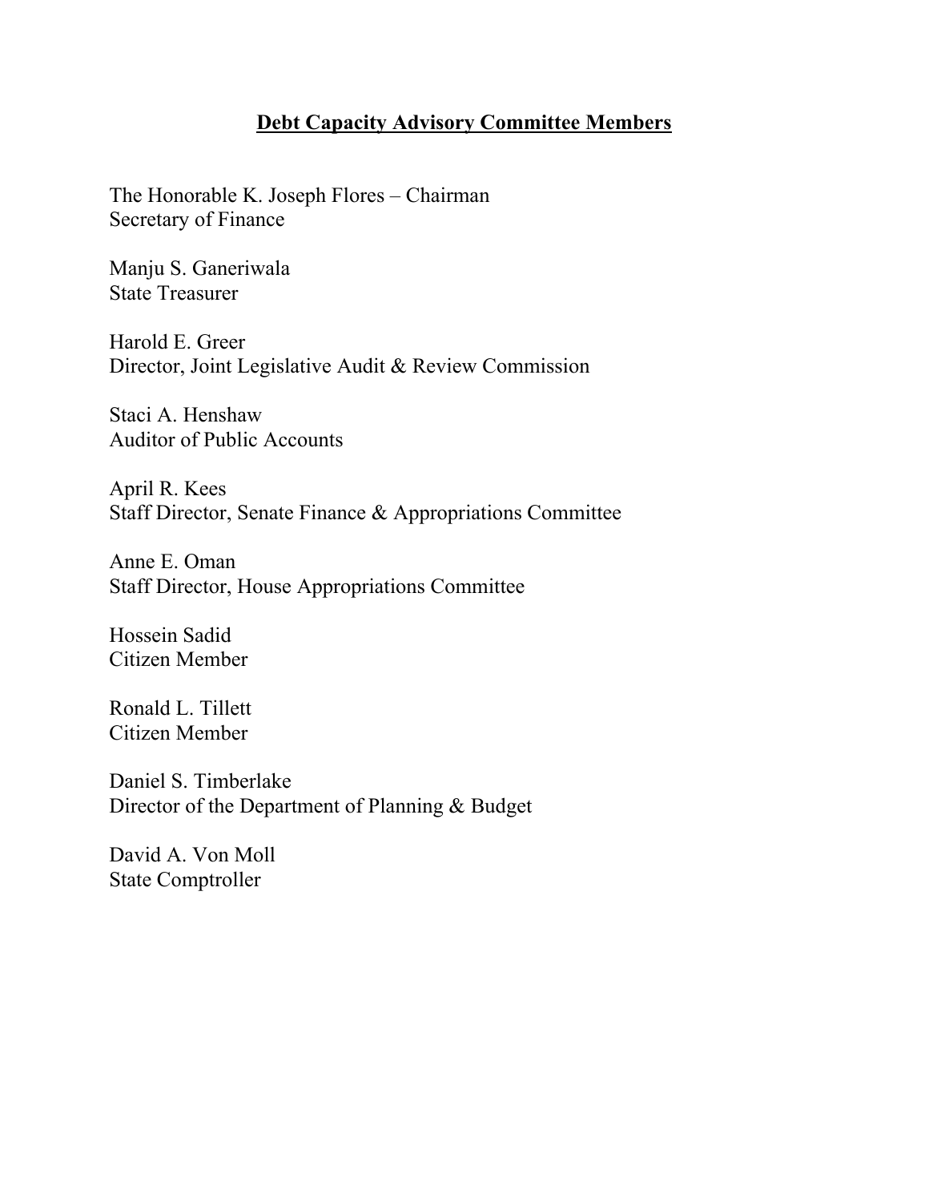## Debt Capacity Advisory Committee Members

The Honorable K. Joseph Flores – Chairman
Secretary of Finance

Manju S. Ganeriwala
State Treasurer

Harold E. Greer
Director, Joint Legislative Audit & Review Commission

Staci A. Henshaw
Auditor of Public Accounts

April R. Kees
Staff Director, Senate Finance & Appropriations Committee

Anne E. Oman
Staff Director, House Appropriations Committee

Hossein Sadid
Citizen Member

Ronald L. Tillett
Citizen Member

Daniel S. Timberlake
Director of the Department of Planning & Budget

David A. Von Moll
State Comptroller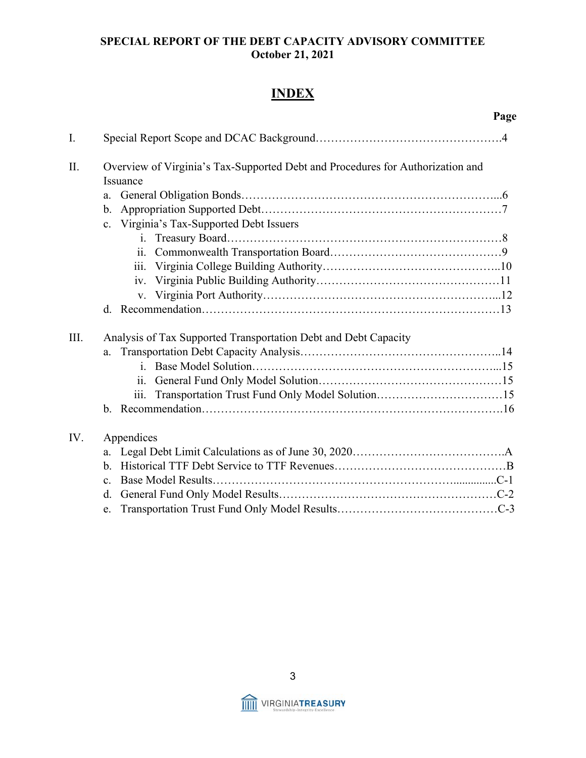**SPECIAL REPORT OF THE DEBT CAPACITY ADVISORY COMMITTEE**
**October 21, 2021**

# INDEX

| | | Page |
|---|---|---|
| I. | Special Report Scope and DCAC Background | 4 |
| II. | Overview of Virginia's Tax-Supported Debt and Procedures for Authorization and Issuance | |
| | a. General Obligation Bonds | 6 |
| | b. Appropriation Supported Debt | 7 |
| | c. Virginia's Tax-Supported Debt Issuers | |
| | i. Treasury Board | 8 |
| | ii. Commonwealth Transportation Board | 9 |
| | iii. Virginia College Building Authority | 10 |
| | iv. Virginia Public Building Authority | 11 |
| | v. Virginia Port Authority | 12 |
| | d. Recommendation | 13 |
| III. | Analysis of Tax Supported Transportation Debt and Debt Capacity | |
| | a. Transportation Debt Capacity Analysis | 14 |
| | i. Base Model Solution | 15 |
| | ii. General Fund Only Model Solution | 15 |
| | iii. Transportation Trust Fund Only Model Solution | 15 |
| | b. Recommendation | 16 |
| IV. | Appendices | |
| | a. Legal Debt Limit Calculations as of June 30, 2020 | A |
| | b. Historical TTF Debt Service to TTF Revenues | B |
| | c. Base Model Results | C-1 |
| | d. General Fund Only Model Results | C-2 |
| | e. Transportation Trust Fund Only Model Results | C-3 |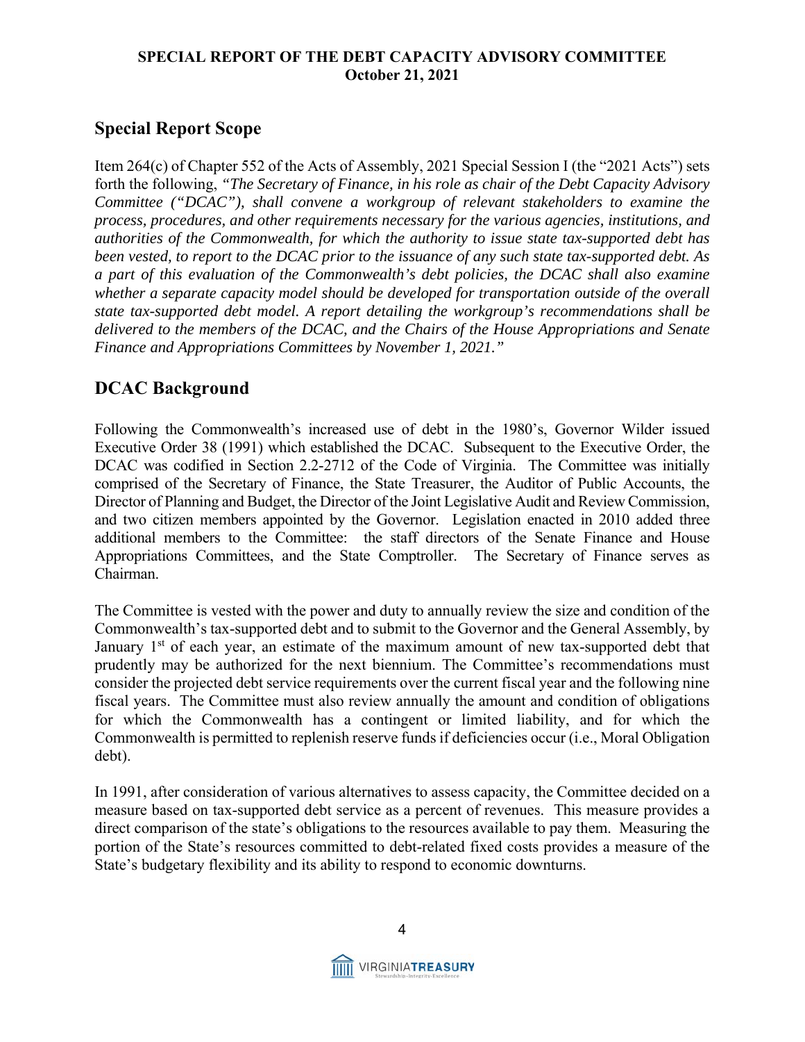## Special Report Scope

Item 264(c) of Chapter 552 of the Acts of Assembly, 2021 Special Session I (the "2021 Acts") sets forth the following, *"The Secretary of Finance, in his role as chair of the Debt Capacity Advisory Committee ("DCAC"), shall convene a workgroup of relevant stakeholders to examine the process, procedures, and other requirements necessary for the various agencies, institutions, and authorities of the Commonwealth, for which the authority to issue state tax-supported debt has been vested, to report to the DCAC prior to the issuance of any such state tax-supported debt. As a part of this evaluation of the Commonwealth's debt policies, the DCAC shall also examine whether a separate capacity model should be developed for transportation outside of the overall state tax-supported debt model. A report detailing the workgroup's recommendations shall be delivered to the members of the DCAC, and the Chairs of the House Appropriations and Senate Finance and Appropriations Committees by November 1, 2021."*

## DCAC Background

Following the Commonwealth's increased use of debt in the 1980's, Governor Wilder issued Executive Order 38 (1991) which established the DCAC. Subsequent to the Executive Order, the DCAC was codified in Section 2.2-2712 of the Code of Virginia. The Committee was initially comprised of the Secretary of Finance, the State Treasurer, the Auditor of Public Accounts, the Director of Planning and Budget, the Director of the Joint Legislative Audit and Review Commission, and two citizen members appointed by the Governor. Legislation enacted in 2010 added three additional members to the Committee: the staff directors of the Senate Finance and House Appropriations Committees, and the State Comptroller. The Secretary of Finance serves as Chairman.

The Committee is vested with the power and duty to annually review the size and condition of the Commonwealth's tax-supported debt and to submit to the Governor and the General Assembly, by January 1st of each year, an estimate of the maximum amount of new tax-supported debt that prudently may be authorized for the next biennium. The Committee's recommendations must consider the projected debt service requirements over the current fiscal year and the following nine fiscal years. The Committee must also review annually the amount and condition of obligations for which the Commonwealth has a contingent or limited liability, and for which the Commonwealth is permitted to replenish reserve funds if deficiencies occur (i.e., Moral Obligation debt).

In 1991, after consideration of various alternatives to assess capacity, the Committee decided on a measure based on tax-supported debt service as a percent of revenues. This measure provides a direct comparison of the state's obligations to the resources available to pay them. Measuring the portion of the State's resources committed to debt-related fixed costs provides a measure of the State's budgetary flexibility and its ability to respond to economic downturns.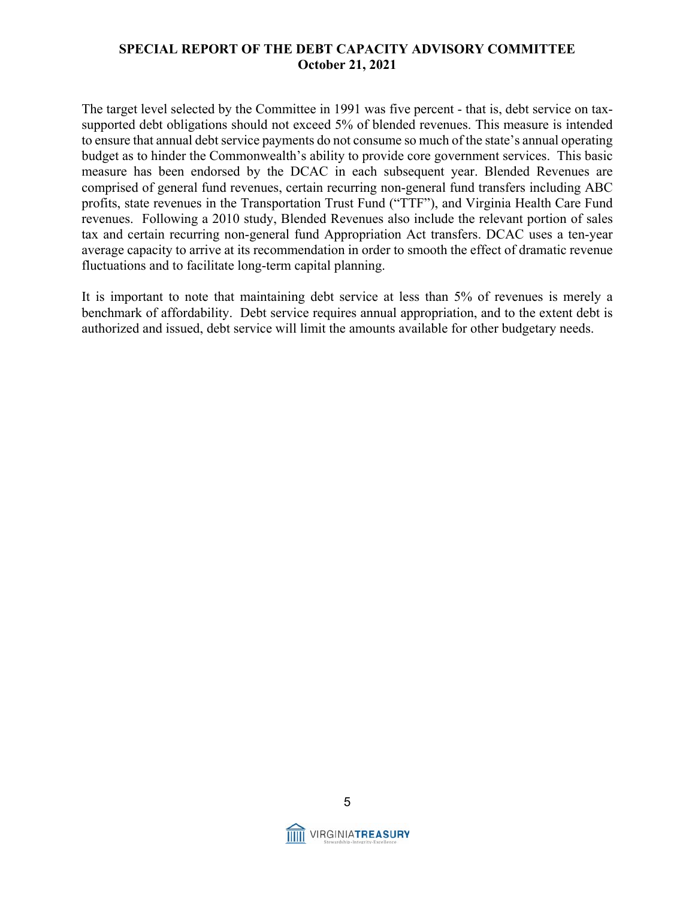The target level selected by the Committee in 1991 was five percent - that is, debt service on tax-supported debt obligations should not exceed 5% of blended revenues. This measure is intended to ensure that annual debt service payments do not consume so much of the state's annual operating budget as to hinder the Commonwealth's ability to provide core government services. This basic measure has been endorsed by the DCAC in each subsequent year. Blended Revenues are comprised of general fund revenues, certain recurring non-general fund transfers including ABC profits, state revenues in the Transportation Trust Fund ("TTF"), and Virginia Health Care Fund revenues. Following a 2010 study, Blended Revenues also include the relevant portion of sales tax and certain recurring non-general fund Appropriation Act transfers. DCAC uses a ten-year average capacity to arrive at its recommendation in order to smooth the effect of dramatic revenue fluctuations and to facilitate long-term capital planning.

It is important to note that maintaining debt service at less than 5% of revenues is merely a benchmark of affordability. Debt service requires annual appropriation, and to the extent debt is authorized and issued, debt service will limit the amounts available for other budgetary needs.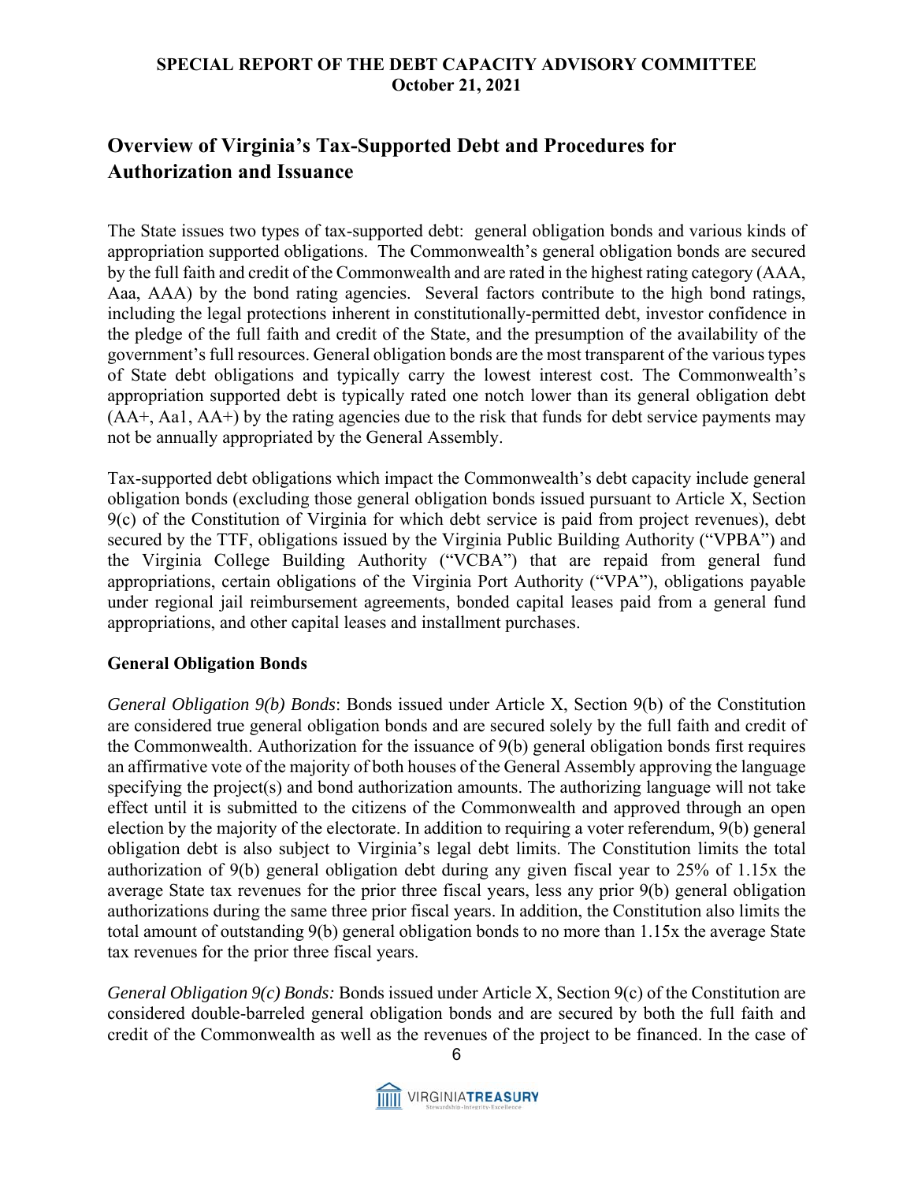## Overview of Virginia's Tax-Supported Debt and Procedures for Authorization and Issuance

The State issues two types of tax-supported debt: general obligation bonds and various kinds of appropriation supported obligations. The Commonwealth's general obligation bonds are secured by the full faith and credit of the Commonwealth and are rated in the highest rating category (AAA, Aaa, AAA) by the bond rating agencies. Several factors contribute to the high bond ratings, including the legal protections inherent in constitutionally-permitted debt, investor confidence in the pledge of the full faith and credit of the State, and the presumption of the availability of the government's full resources. General obligation bonds are the most transparent of the various types of State debt obligations and typically carry the lowest interest cost. The Commonwealth's appropriation supported debt is typically rated one notch lower than its general obligation debt (AA+, Aa1, AA+) by the rating agencies due to the risk that funds for debt service payments may not be annually appropriated by the General Assembly.

Tax-supported debt obligations which impact the Commonwealth's debt capacity include general obligation bonds (excluding those general obligation bonds issued pursuant to Article X, Section 9(c) of the Constitution of Virginia for which debt service is paid from project revenues), debt secured by the TTF, obligations issued by the Virginia Public Building Authority ("VPBA") and the Virginia College Building Authority ("VCBA") that are repaid from general fund appropriations, certain obligations of the Virginia Port Authority ("VPA"), obligations payable under regional jail reimbursement agreements, bonded capital leases paid from a general fund appropriations, and other capital leases and installment purchases.

### General Obligation Bonds

*General Obligation 9(b) Bonds*: Bonds issued under Article X, Section 9(b) of the Constitution are considered true general obligation bonds and are secured solely by the full faith and credit of the Commonwealth. Authorization for the issuance of 9(b) general obligation bonds first requires an affirmative vote of the majority of both houses of the General Assembly approving the language specifying the project(s) and bond authorization amounts. The authorizing language will not take effect until it is submitted to the citizens of the Commonwealth and approved through an open election by the majority of the electorate. In addition to requiring a voter referendum, 9(b) general obligation debt is also subject to Virginia's legal debt limits. The Constitution limits the total authorization of 9(b) general obligation debt during any given fiscal year to 25% of 1.15x the average State tax revenues for the prior three fiscal years, less any prior 9(b) general obligation authorizations during the same three prior fiscal years. In addition, the Constitution also limits the total amount of outstanding 9(b) general obligation bonds to no more than 1.15x the average State tax revenues for the prior three fiscal years.

*General Obligation 9(c) Bonds:* Bonds issued under Article X, Section 9(c) of the Constitution are considered double-barreled general obligation bonds and are secured by both the full faith and credit of the Commonwealth as well as the revenues of the project to be financed. In the case of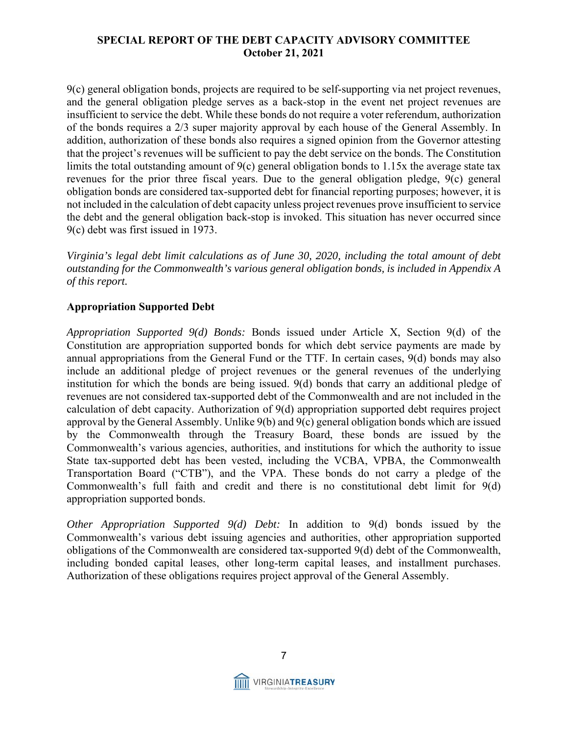9(c) general obligation bonds, projects are required to be self-supporting via net project revenues, and the general obligation pledge serves as a back-stop in the event net project revenues are insufficient to service the debt. While these bonds do not require a voter referendum, authorization of the bonds requires a 2/3 super majority approval by each house of the General Assembly. In addition, authorization of these bonds also requires a signed opinion from the Governor attesting that the project's revenues will be sufficient to pay the debt service on the bonds. The Constitution limits the total outstanding amount of 9(c) general obligation bonds to 1.15x the average state tax revenues for the prior three fiscal years. Due to the general obligation pledge, 9(c) general obligation bonds are considered tax-supported debt for financial reporting purposes; however, it is not included in the calculation of debt capacity unless project revenues prove insufficient to service the debt and the general obligation back-stop is invoked. This situation has never occurred since 9(c) debt was first issued in 1973.

*Virginia's legal debt limit calculations as of June 30, 2020, including the total amount of debt outstanding for the Commonwealth's various general obligation bonds, is included in Appendix A of this report.*

**Appropriation Supported Debt**

*Appropriation Supported 9(d) Bonds:* Bonds issued under Article X, Section 9(d) of the Constitution are appropriation supported bonds for which debt service payments are made by annual appropriations from the General Fund or the TTF. In certain cases, 9(d) bonds may also include an additional pledge of project revenues or the general revenues of the underlying institution for which the bonds are being issued. 9(d) bonds that carry an additional pledge of revenues are not considered tax-supported debt of the Commonwealth and are not included in the calculation of debt capacity. Authorization of 9(d) appropriation supported debt requires project approval by the General Assembly. Unlike 9(b) and 9(c) general obligation bonds which are issued by the Commonwealth through the Treasury Board, these bonds are issued by the Commonwealth's various agencies, authorities, and institutions for which the authority to issue State tax-supported debt has been vested, including the VCBA, VPBA, the Commonwealth Transportation Board ("CTB"), and the VPA. These bonds do not carry a pledge of the Commonwealth's full faith and credit and there is no constitutional debt limit for 9(d) appropriation supported bonds.

*Other Appropriation Supported 9(d) Debt:* In addition to 9(d) bonds issued by the Commonwealth's various debt issuing agencies and authorities, other appropriation supported obligations of the Commonwealth are considered tax-supported 9(d) debt of the Commonwealth, including bonded capital leases, other long-term capital leases, and installment purchases. Authorization of these obligations requires project approval of the General Assembly.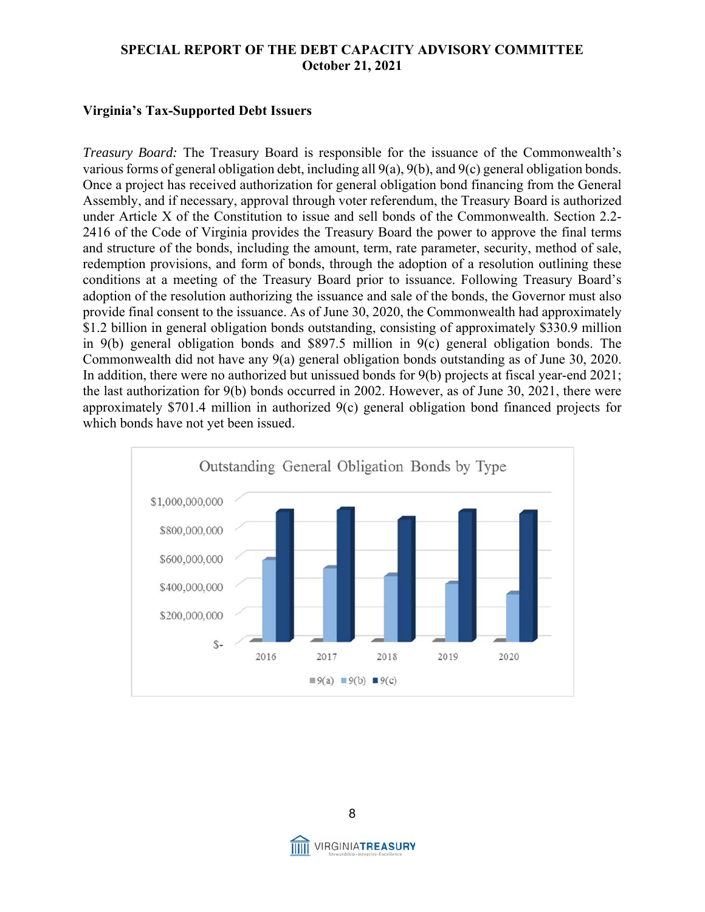## Virginia's Tax-Supported Debt Issuers

*Treasury Board:* The Treasury Board is responsible for the issuance of the Commonwealth's various forms of general obligation debt, including all 9(a), 9(b), and 9(c) general obligation bonds. Once a project has received authorization for general obligation bond financing from the General Assembly, and if necessary, approval through voter referendum, the Treasury Board is authorized under Article X of the Constitution to issue and sell bonds of the Commonwealth. Section 2.2-2416 of the Code of Virginia provides the Treasury Board the power to approve the final terms and structure of the bonds, including the amount, term, rate parameter, security, method of sale, redemption provisions, and form of bonds, through the adoption of a resolution outlining these conditions at a meeting of the Treasury Board prior to issuance. Following Treasury Board's adoption of the resolution authorizing the issuance and sale of the bonds, the Governor must also provide final consent to the issuance. As of June 30, 2020, the Commonwealth had approximately $1.2 billion in general obligation bonds outstanding, consisting of approximately $330.9 million in 9(b) general obligation bonds and $897.5 million in 9(c) general obligation bonds. The Commonwealth did not have any 9(a) general obligation bonds outstanding as of June 30, 2020. In addition, there were no authorized but unissued bonds for 9(b) projects at fiscal year-end 2021; the last authorization for 9(b) bonds occurred in 2002. However, as of June 30, 2021, there were approximately $701.4 million in authorized 9(c) general obligation bond financed projects for which bonds have not yet been issued.

**Outstanding General Obligation Bonds by Type**

(Chart: $- to $1,000,000,000; years 2016, 2017, 2018, 2019, 2020; legend: 9(a), 9(b), 9(c))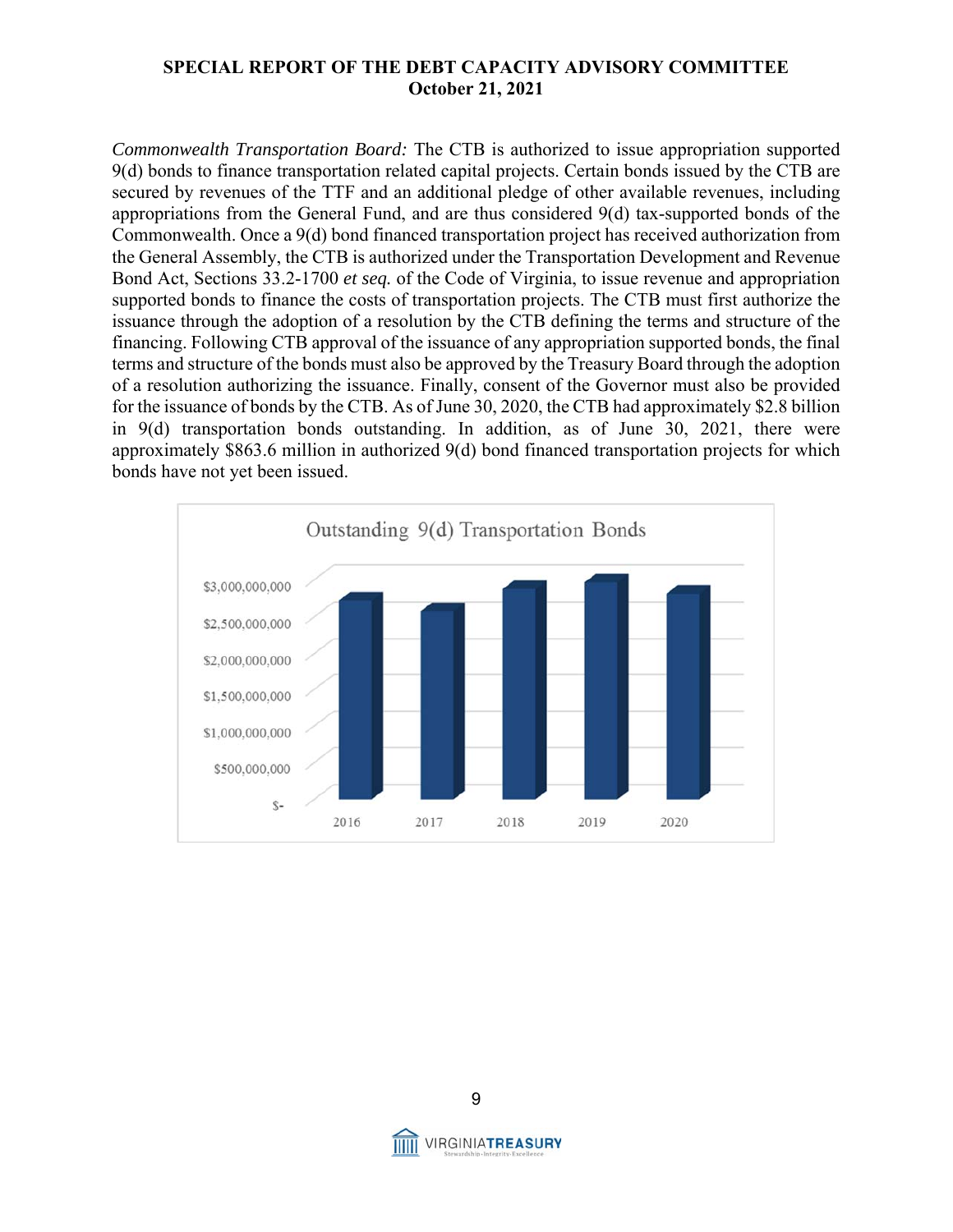*Commonwealth Transportation Board:* The CTB is authorized to issue appropriation supported 9(d) bonds to finance transportation related capital projects. Certain bonds issued by the CTB are secured by revenues of the TTF and an additional pledge of other available revenues, including appropriations from the General Fund, and are thus considered 9(d) tax-supported bonds of the Commonwealth. Once a 9(d) bond financed transportation project has received authorization from the General Assembly, the CTB is authorized under the Transportation Development and Revenue Bond Act, Sections 33.2-1700 *et seq.* of the Code of Virginia, to issue revenue and appropriation supported bonds to finance the costs of transportation projects. The CTB must first authorize the issuance through the adoption of a resolution by the CTB defining the terms and structure of the financing. Following CTB approval of the issuance of any appropriation supported bonds, the final terms and structure of the bonds must also be approved by the Treasury Board through the adoption of a resolution authorizing the issuance. Finally, consent of the Governor must also be provided for the issuance of bonds by the CTB. As of June 30, 2020, the CTB had approximately $2.8 billion in 9(d) transportation bonds outstanding. In addition, as of June 30, 2021, there were approximately $863.6 million in authorized 9(d) bond financed transportation projects for which bonds have not yet been issued.

**Outstanding 9(d) Transportation Bonds**

(Bar chart; y-axis: $- to $3,000,000,000 in increments of $500,000,000; x-axis: 2016, 2017, 2018, 2019, 2020)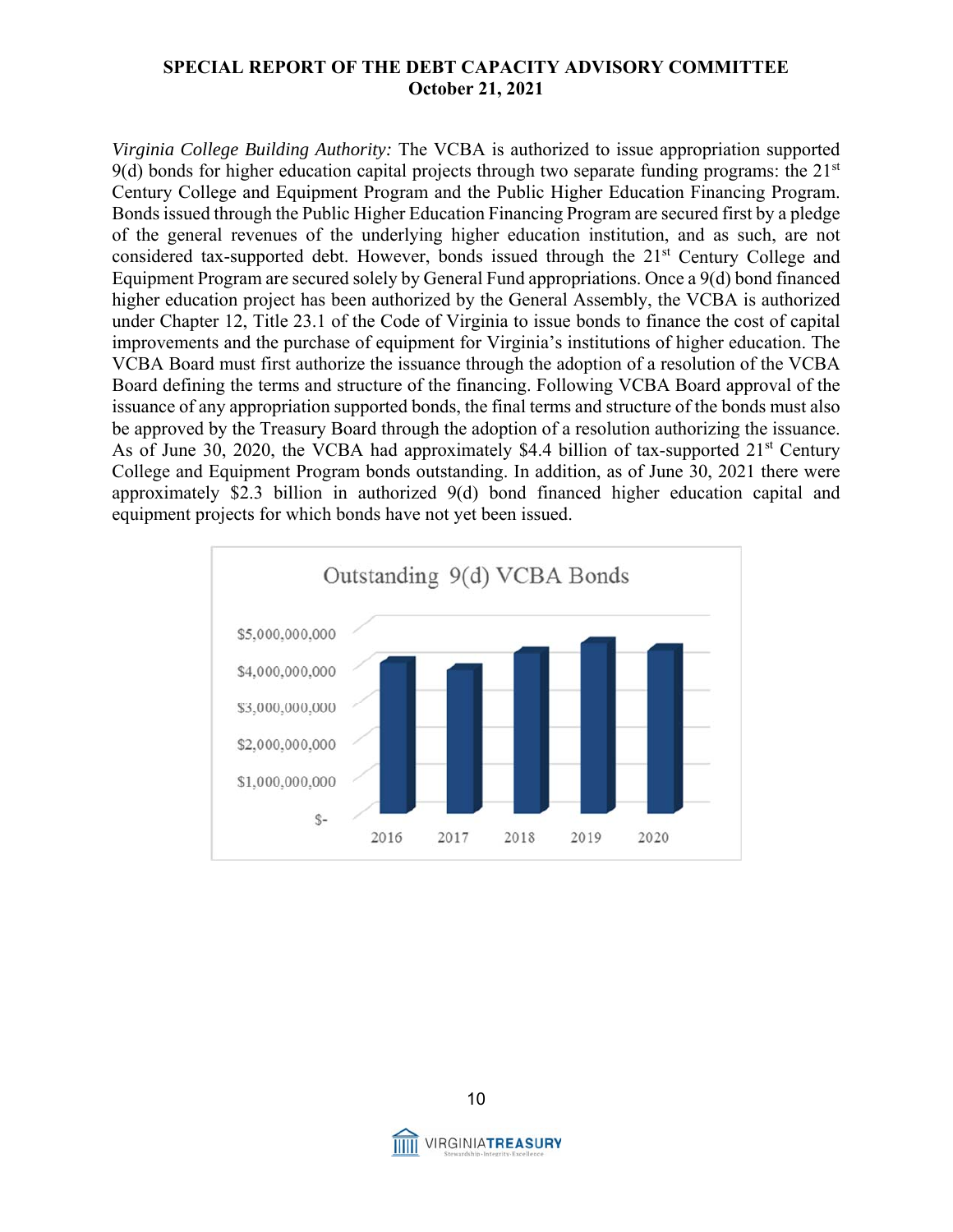*Virginia College Building Authority:* The VCBA is authorized to issue appropriation supported 9(d) bonds for higher education capital projects through two separate funding programs: the 21st Century College and Equipment Program and the Public Higher Education Financing Program. Bonds issued through the Public Higher Education Financing Program are secured first by a pledge of the general revenues of the underlying higher education institution, and as such, are not considered tax-supported debt. However, bonds issued through the 21st Century College and Equipment Program are secured solely by General Fund appropriations. Once a 9(d) bond financed higher education project has been authorized by the General Assembly, the VCBA is authorized under Chapter 12, Title 23.1 of the Code of Virginia to issue bonds to finance the cost of capital improvements and the purchase of equipment for Virginia's institutions of higher education. The VCBA Board must first authorize the issuance through the adoption of a resolution of the VCBA Board defining the terms and structure of the financing. Following VCBA Board approval of the issuance of any appropriation supported bonds, the final terms and structure of the bonds must also be approved by the Treasury Board through the adoption of a resolution authorizing the issuance. As of June 30, 2020, the VCBA had approximately $4.4 billion of tax-supported 21st Century College and Equipment Program bonds outstanding. In addition, as of June 30, 2021 there were approximately $2.3 billion in authorized 9(d) bond financed higher education capital and equipment projects for which bonds have not yet been issued.

Outstanding 9(d) VCBA Bonds

$5,000,000,000
$4,000,000,000
$3,000,000,000
$2,000,000,000
$1,000,000,000
$-

2016 2017 2018 2019 2020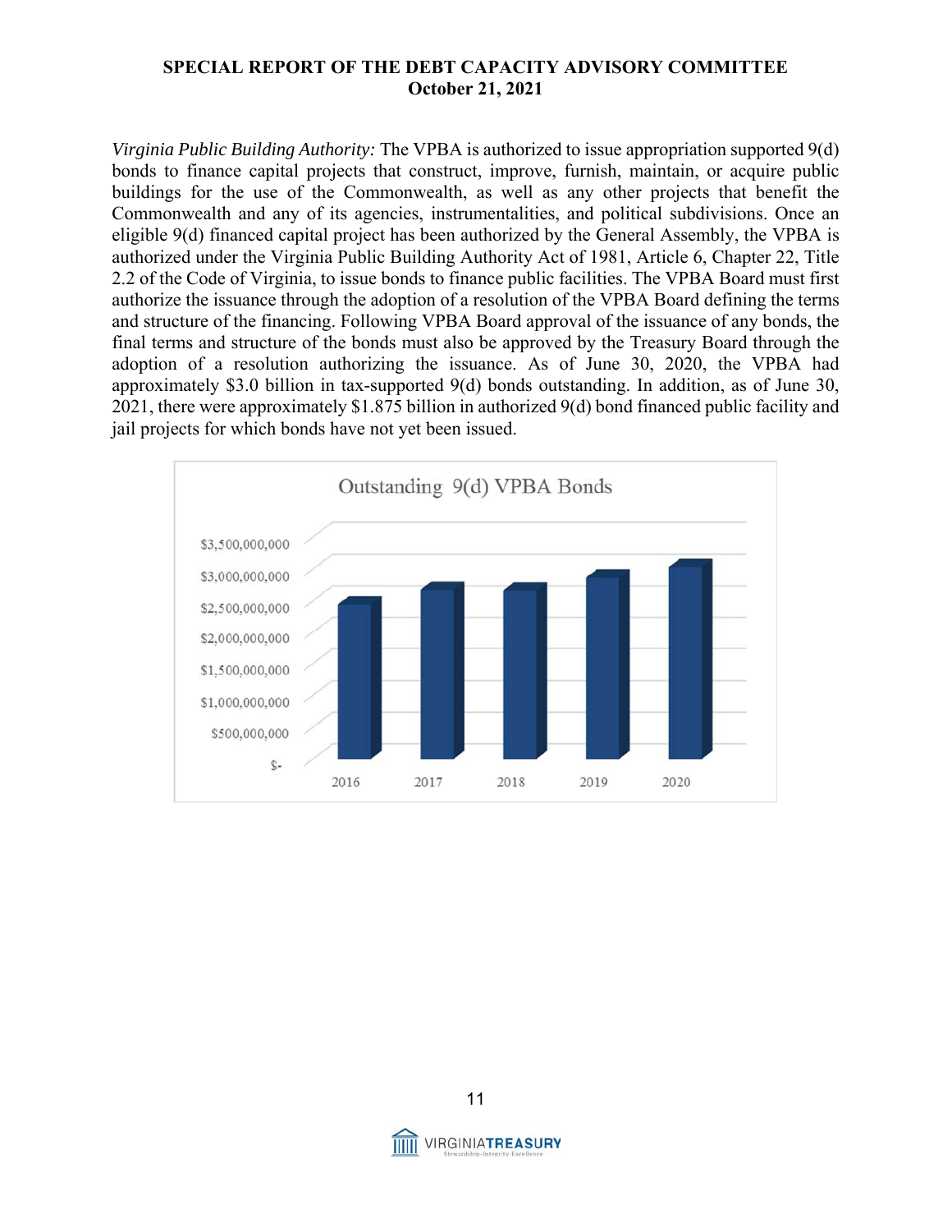*Virginia Public Building Authority:* The VPBA is authorized to issue appropriation supported 9(d) bonds to finance capital projects that construct, improve, furnish, maintain, or acquire public buildings for the use of the Commonwealth, as well as any other projects that benefit the Commonwealth and any of its agencies, instrumentalities, and political subdivisions. Once an eligible 9(d) financed capital project has been authorized by the General Assembly, the VPBA is authorized under the Virginia Public Building Authority Act of 1981, Article 6, Chapter 22, Title 2.2 of the Code of Virginia, to issue bonds to finance public facilities. The VPBA Board must first authorize the issuance through the adoption of a resolution of the VPBA Board defining the terms and structure of the financing. Following VPBA Board approval of the issuance of any bonds, the final terms and structure of the bonds must also be approved by the Treasury Board through the adoption of a resolution authorizing the issuance. As of June 30, 2020, the VPBA had approximately $3.0 billion in tax-supported 9(d) bonds outstanding. In addition, as of June 30, 2021, there were approximately $1.875 billion in authorized 9(d) bond financed public facility and jail projects for which bonds have not yet been issued.

Outstanding 9(d) VPBA Bonds

$3,500,000,000
$3,000,000,000
$2,500,000,000
$2,000,000,000
$1,500,000,000
$1,000,000,000
$500,000,000
$-

2016 2017 2018 2019 2020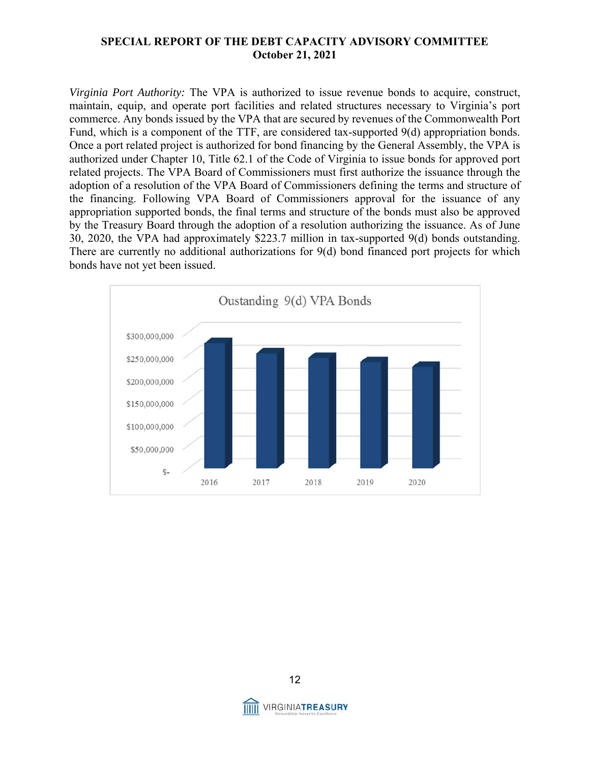*Virginia Port Authority:* The VPA is authorized to issue revenue bonds to acquire, construct, maintain, equip, and operate port facilities and related structures necessary to Virginia's port commerce. Any bonds issued by the VPA that are secured by revenues of the Commonwealth Port Fund, which is a component of the TTF, are considered tax-supported 9(d) appropriation bonds. Once a port related project is authorized for bond financing by the General Assembly, the VPA is authorized under Chapter 10, Title 62.1 of the Code of Virginia to issue bonds for approved port related projects. The VPA Board of Commissioners must first authorize the issuance through the adoption of a resolution of the VPA Board of Commissioners defining the terms and structure of the financing. Following VPA Board of Commissioners approval for the issuance of any appropriation supported bonds, the final terms and structure of the bonds must also be approved by the Treasury Board through the adoption of a resolution authorizing the issuance. As of June 30, 2020, the VPA had approximately $223.7 million in tax-supported 9(d) bonds outstanding. There are currently no additional authorizations for 9(d) bond financed port projects for which bonds have not yet been issued.

Oustanding 9(d) VPA Bonds

$300,000,000
$250,000,000
$200,000,000
$150,000,000
$100,000,000
$50,000,000
$-

2016 2017 2018 2019 2020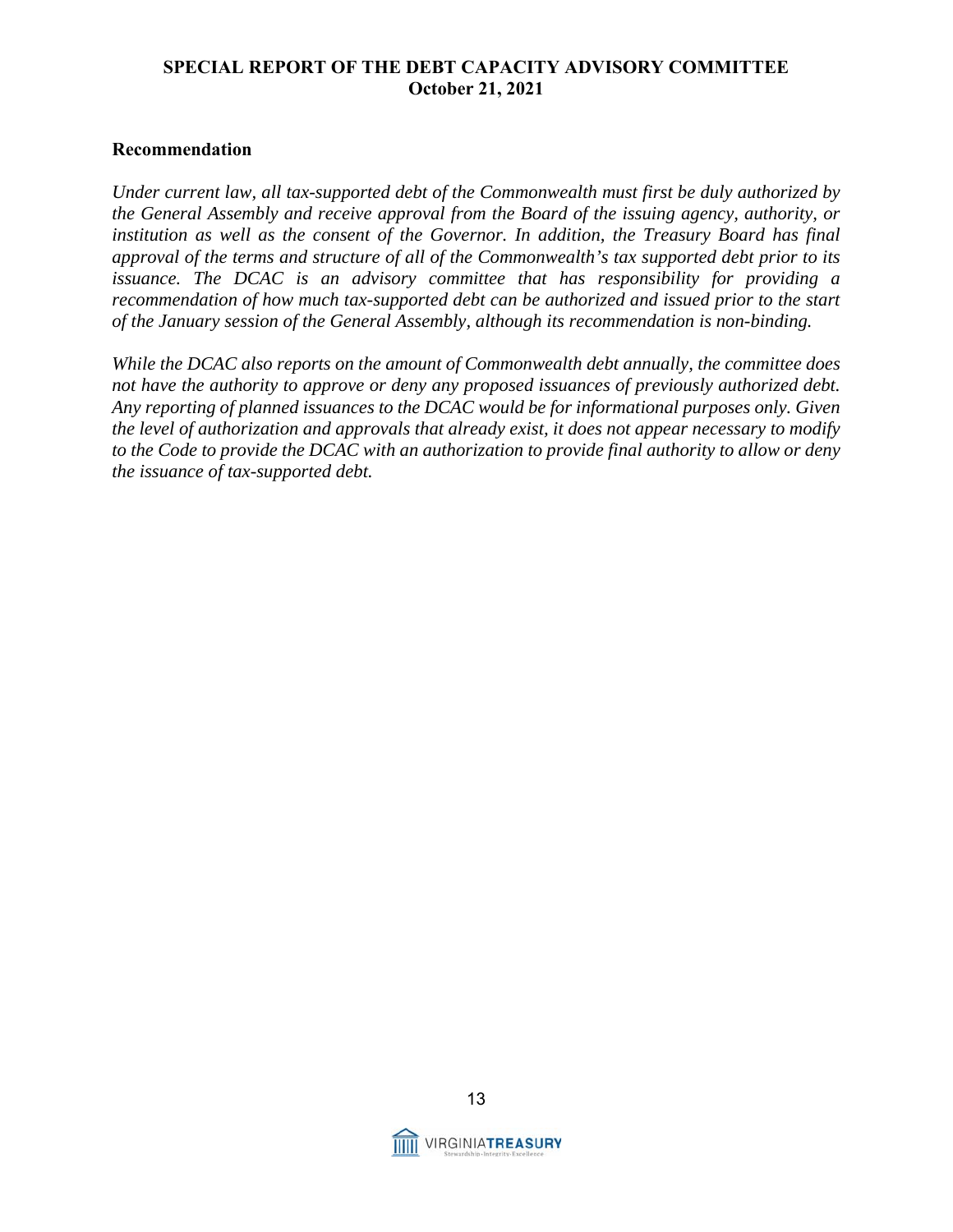## Recommendation

*Under current law, all tax-supported debt of the Commonwealth must first be duly authorized by the General Assembly and receive approval from the Board of the issuing agency, authority, or institution as well as the consent of the Governor. In addition, the Treasury Board has final approval of the terms and structure of all of the Commonwealth's tax supported debt prior to its issuance. The DCAC is an advisory committee that has responsibility for providing a recommendation of how much tax-supported debt can be authorized and issued prior to the start of the January session of the General Assembly, although its recommendation is non-binding.*

*While the DCAC also reports on the amount of Commonwealth debt annually, the committee does not have the authority to approve or deny any proposed issuances of previously authorized debt. Any reporting of planned issuances to the DCAC would be for informational purposes only. Given the level of authorization and approvals that already exist, it does not appear necessary to modify to the Code to provide the DCAC with an authorization to provide final authority to allow or deny the issuance of tax-supported debt.*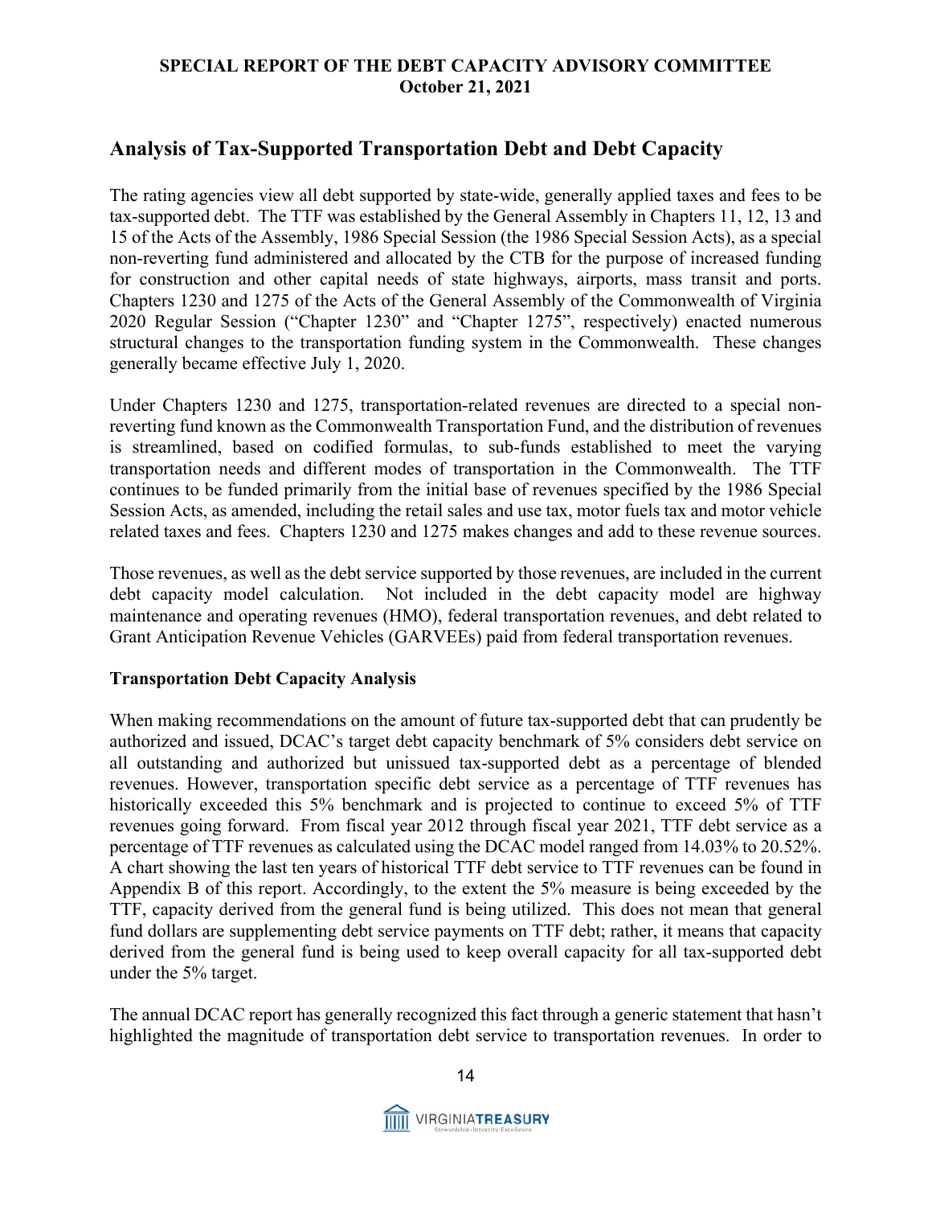## Analysis of Tax-Supported Transportation Debt and Debt Capacity

The rating agencies view all debt supported by state-wide, generally applied taxes and fees to be tax-supported debt. The TTF was established by the General Assembly in Chapters 11, 12, 13 and 15 of the Acts of the Assembly, 1986 Special Session (the 1986 Special Session Acts), as a special non-reverting fund administered and allocated by the CTB for the purpose of increased funding for construction and other capital needs of state highways, airports, mass transit and ports. Chapters 1230 and 1275 of the Acts of the General Assembly of the Commonwealth of Virginia 2020 Regular Session ("Chapter 1230" and "Chapter 1275", respectively) enacted numerous structural changes to the transportation funding system in the Commonwealth. These changes generally became effective July 1, 2020.

Under Chapters 1230 and 1275, transportation-related revenues are directed to a special non-reverting fund known as the Commonwealth Transportation Fund, and the distribution of revenues is streamlined, based on codified formulas, to sub-funds established to meet the varying transportation needs and different modes of transportation in the Commonwealth. The TTF continues to be funded primarily from the initial base of revenues specified by the 1986 Special Session Acts, as amended, including the retail sales and use tax, motor fuels tax and motor vehicle related taxes and fees. Chapters 1230 and 1275 makes changes and add to these revenue sources.

Those revenues, as well as the debt service supported by those revenues, are included in the current debt capacity model calculation. Not included in the debt capacity model are highway maintenance and operating revenues (HMO), federal transportation revenues, and debt related to Grant Anticipation Revenue Vehicles (GARVEEs) paid from federal transportation revenues.

### Transportation Debt Capacity Analysis

When making recommendations on the amount of future tax-supported debt that can prudently be authorized and issued, DCAC's target debt capacity benchmark of 5% considers debt service on all outstanding and authorized but unissued tax-supported debt as a percentage of blended revenues. However, transportation specific debt service as a percentage of TTF revenues has historically exceeded this 5% benchmark and is projected to continue to exceed 5% of TTF revenues going forward. From fiscal year 2012 through fiscal year 2021, TTF debt service as a percentage of TTF revenues as calculated using the DCAC model ranged from 14.03% to 20.52%. A chart showing the last ten years of historical TTF debt service to TTF revenues can be found in Appendix B of this report. Accordingly, to the extent the 5% measure is being exceeded by the TTF, capacity derived from the general fund is being utilized. This does not mean that general fund dollars are supplementing debt service payments on TTF debt; rather, it means that capacity derived from the general fund is being used to keep overall capacity for all tax-supported debt under the 5% target.

The annual DCAC report has generally recognized this fact through a generic statement that hasn't highlighted the magnitude of transportation debt service to transportation revenues. In order to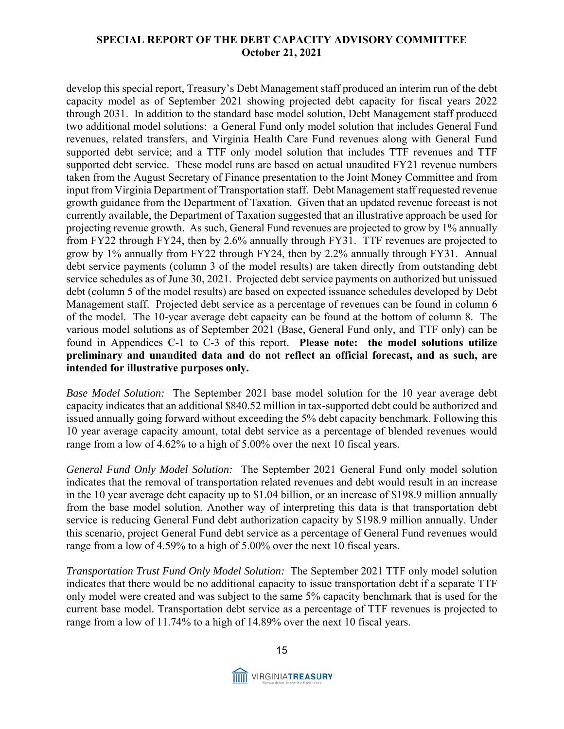develop this special report, Treasury's Debt Management staff produced an interim run of the debt capacity model as of September 2021 showing projected debt capacity for fiscal years 2022 through 2031. In addition to the standard base model solution, Debt Management staff produced two additional model solutions: a General Fund only model solution that includes General Fund revenues, related transfers, and Virginia Health Care Fund revenues along with General Fund supported debt service; and a TTF only model solution that includes TTF revenues and TTF supported debt service. These model runs are based on actual unaudited FY21 revenue numbers taken from the August Secretary of Finance presentation to the Joint Money Committee and from input from Virginia Department of Transportation staff. Debt Management staff requested revenue growth guidance from the Department of Taxation. Given that an updated revenue forecast is not currently available, the Department of Taxation suggested that an illustrative approach be used for projecting revenue growth. As such, General Fund revenues are projected to grow by 1% annually from FY22 through FY24, then by 2.6% annually through FY31. TTF revenues are projected to grow by 1% annually from FY22 through FY24, then by 2.2% annually through FY31. Annual debt service payments (column 3 of the model results) are taken directly from outstanding debt service schedules as of June 30, 2021. Projected debt service payments on authorized but unissued debt (column 5 of the model results) are based on expected issuance schedules developed by Debt Management staff. Projected debt service as a percentage of revenues can be found in column 6 of the model. The 10-year average debt capacity can be found at the bottom of column 8. The various model solutions as of September 2021 (Base, General Fund only, and TTF only) can be found in Appendices C-1 to C-3 of this report. **Please note: the model solutions utilize preliminary and unaudited data and do not reflect an official forecast, and as such, are intended for illustrative purposes only.**

*Base Model Solution:* The September 2021 base model solution for the 10 year average debt capacity indicates that an additional $840.52 million in tax-supported debt could be authorized and issued annually going forward without exceeding the 5% debt capacity benchmark. Following this 10 year average capacity amount, total debt service as a percentage of blended revenues would range from a low of 4.62% to a high of 5.00% over the next 10 fiscal years.

*General Fund Only Model Solution:* The September 2021 General Fund only model solution indicates that the removal of transportation related revenues and debt would result in an increase in the 10 year average debt capacity up to $1.04 billion, or an increase of $198.9 million annually from the base model solution. Another way of interpreting this data is that transportation debt service is reducing General Fund debt authorization capacity by $198.9 million annually. Under this scenario, project General Fund debt service as a percentage of General Fund revenues would range from a low of 4.59% to a high of 5.00% over the next 10 fiscal years.

*Transportation Trust Fund Only Model Solution:* The September 2021 TTF only model solution indicates that there would be no additional capacity to issue transportation debt if a separate TTF only model were created and was subject to the same 5% capacity benchmark that is used for the current base model. Transportation debt service as a percentage of TTF revenues is projected to range from a low of 11.74% to a high of 14.89% over the next 10 fiscal years.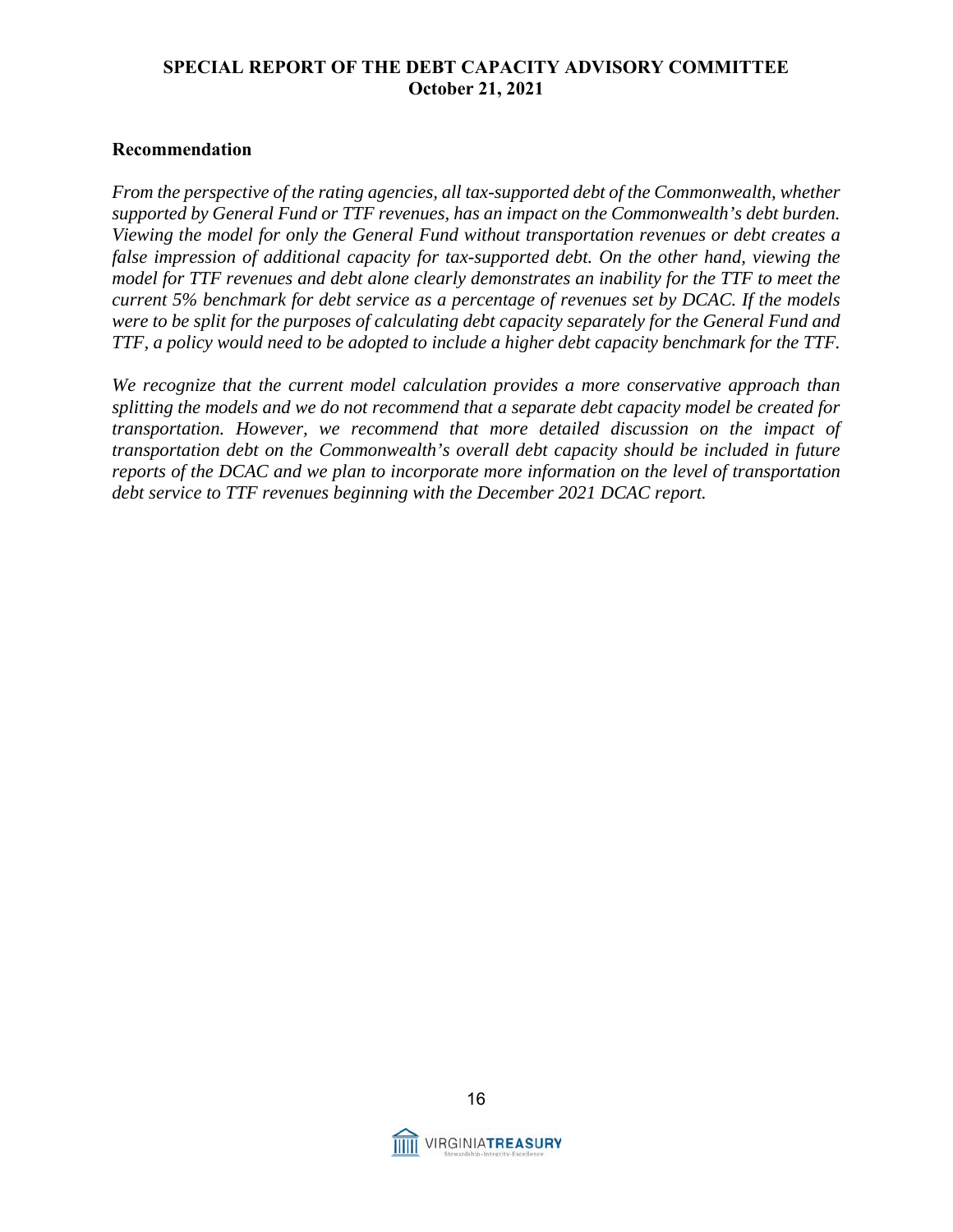### Recommendation

*From the perspective of the rating agencies, all tax-supported debt of the Commonwealth, whether supported by General Fund or TTF revenues, has an impact on the Commonwealth's debt burden. Viewing the model for only the General Fund without transportation revenues or debt creates a false impression of additional capacity for tax-supported debt. On the other hand, viewing the model for TTF revenues and debt alone clearly demonstrates an inability for the TTF to meet the current 5% benchmark for debt service as a percentage of revenues set by DCAC. If the models were to be split for the purposes of calculating debt capacity separately for the General Fund and TTF, a policy would need to be adopted to include a higher debt capacity benchmark for the TTF.*

*We recognize that the current model calculation provides a more conservative approach than splitting the models and we do not recommend that a separate debt capacity model be created for transportation. However, we recommend that more detailed discussion on the impact of transportation debt on the Commonwealth's overall debt capacity should be included in future reports of the DCAC and we plan to incorporate more information on the level of transportation debt service to TTF revenues beginning with the December 2021 DCAC report.*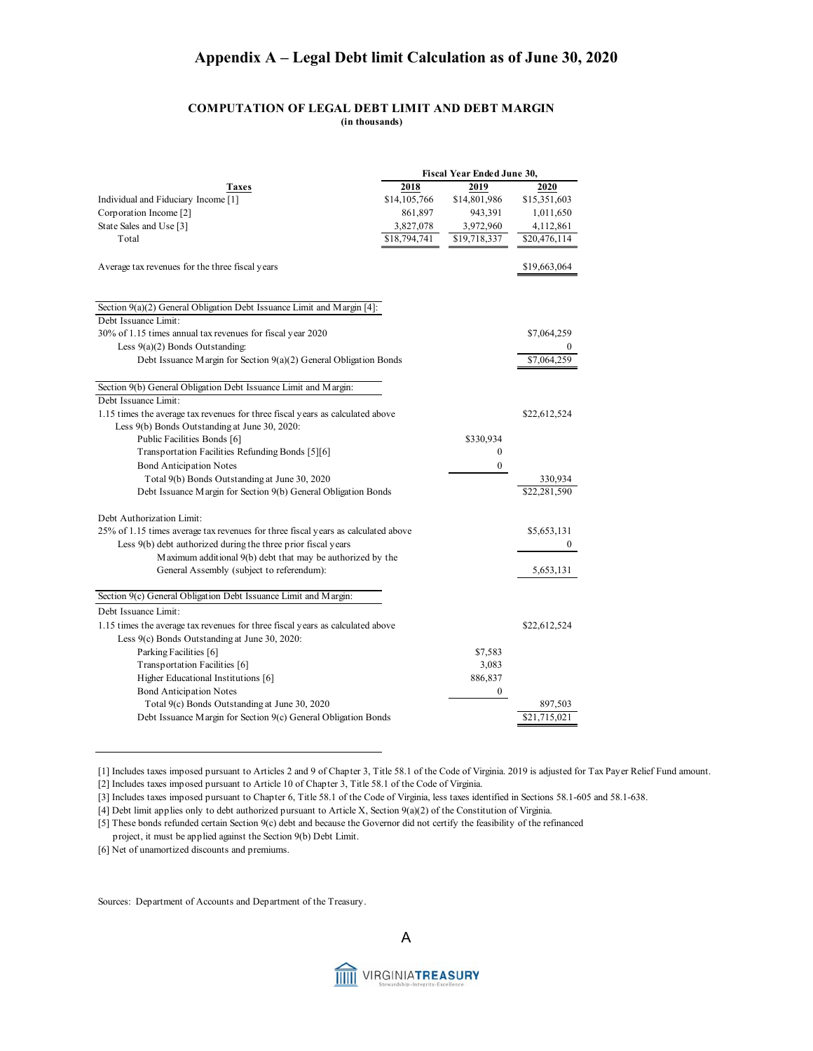# Appendix A – Legal Debt limit Calculation as of June 30, 2020

## COMPUTATION OF LEGAL DEBT LIMIT AND DEBT MARGIN

**(in thousands)**

| Taxes | Fiscal Year Ended June 30, 2018 | 2019 | 2020 |
|---|---|---|---|
| Individual and Fiduciary Income [1] | $14,105,766 | $14,801,986 | $15,351,603 |
| Corporation Income [2] | 861,897 | 943,391 | 1,011,650 |
| State Sales and Use [3] | 3,827,078 | 3,972,960 | 4,112,861 |
| Total | $18,794,741 | $19,718,337 | $20,476,114 |
| | | | |
| Average tax revenues for the three fiscal years | | | $19,663,064 |
| | | | |
| **Section 9(a)(2) General Obligation Debt Issuance Limit and Margin [4]:** | | | |
| Debt Issuance Limit: | | | |
| 30% of 1.15 times annual tax revenues for fiscal year 2020 | | | $7,064,259 |
| Less 9(a)(2) Bonds Outstanding: | | | 0 |
| Debt Issuance Margin for Section 9(a)(2) General Obligation Bonds | | | $7,064,259 |
| | | | |
| **Section 9(b) General Obligation Debt Issuance Limit and Margin:** | | | |
| Debt Issuance Limit: | | | |
| 1.15 times the average tax revenues for three fiscal years as calculated above | | | $22,612,524 |
| Less 9(b) Bonds Outstanding at June 30, 2020: | | | |
| Public Facilities Bonds [6] | | $330,934 | |
| Transportation Facilities Refunding Bonds [5][6] | | 0 | |
| Bond Anticipation Notes | | 0 | |
| Total 9(b) Bonds Outstanding at June 30, 2020 | | | 330,934 |
| Debt Issuance Margin for Section 9(b) General Obligation Bonds | | | $22,281,590 |
| | | | |
| Debt Authorization Limit: | | | |
| 25% of 1.15 times average tax revenues for three fiscal years as calculated above | | | $5,653,131 |
| Less 9(b) debt authorized during the three prior fiscal years | | | 0 |
| Maximum additional 9(b) debt that may be authorized by the General Assembly (subject to referendum): | | | 5,653,131 |
| | | | |
| **Section 9(c) General Obligation Debt Issuance Limit and Margin:** | | | |
| Debt Issuance Limit: | | | |
| 1.15 times the average tax revenues for three fiscal years as calculated above | | | $22,612,524 |
| Less 9(c) Bonds Outstanding at June 30, 2020: | | | |
| Parking Facilities [6] | | $7,583 | |
| Transportation Facilities [6] | | 3,083 | |
| Higher Educational Institutions [6] | | 886,837 | |
| Bond Anticipation Notes | | 0 | |
| Total 9(c) Bonds Outstanding at June 30, 2020 | | | 897,503 |
| Debt Issuance Margin for Section 9(c) General Obligation Bonds | | | $21,715,021 |

[1] Includes taxes imposed pursuant to Articles 2 and 9 of Chapter 3, Title 58.1 of the Code of Virginia. 2019 is adjusted for Tax Payer Relief Fund amount.

[2] Includes taxes imposed pursuant to Article 10 of Chapter 3, Title 58.1 of the Code of Virginia.

[3] Includes taxes imposed pursuant to Chapter 6, Title 58.1 of the Code of Virginia, less taxes identified in Sections 58.1-605 and 58.1-638.

[4] Debt limit applies only to debt authorized pursuant to Article X, Section 9(a)(2) of the Constitution of Virginia.

[5] These bonds refunded certain Section 9(c) debt and because the Governor did not certify the feasibility of the refinanced project, it must be applied against the Section 9(b) Debt Limit.

[6] Net of unamortized discounts and premiums.

Sources: Department of Accounts and Department of the Treasury.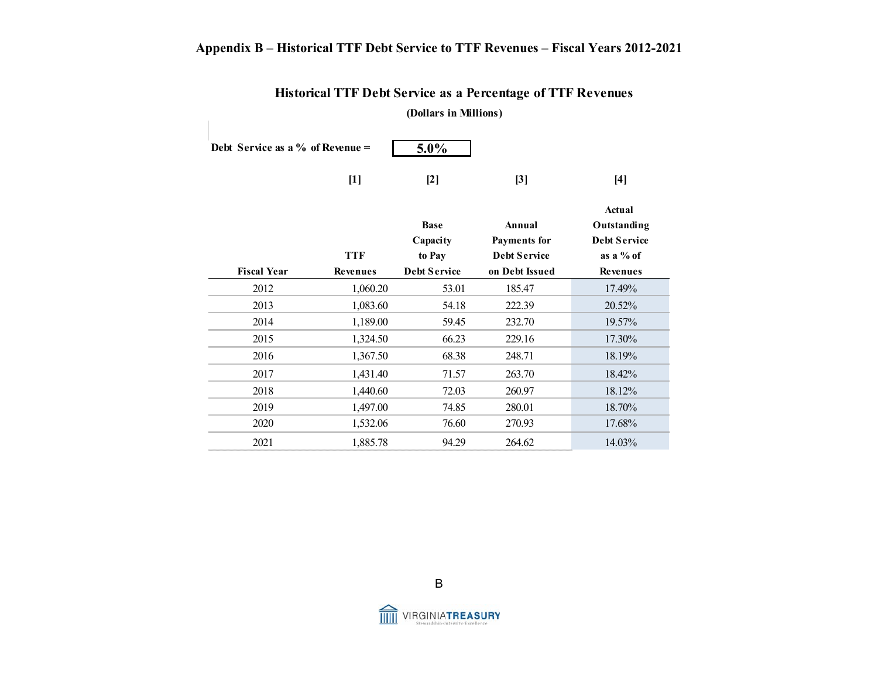## Appendix B – Historical TTF Debt Service to TTF Revenues – Fiscal Years 2012-2021

### Historical TTF Debt Service as a Percentage of TTF Revenues

**(Dollars in Millions)**

**Debt Service as a % of Revenue = 5.0%**

| | [1] | [2] | [3] | [4] |
|---|---|---|---|---|
| **Fiscal Year** | **TTF Revenues** | **Base Capacity to Pay Debt Service** | **Annual Payments for Debt Service on Debt Issued** | **Actual Outstanding Debt Service as a % of Revenues** |
| 2012 | 1,060.20 | 53.01 | 185.47 | 17.49% |
| 2013 | 1,083.60 | 54.18 | 222.39 | 20.52% |
| 2014 | 1,189.00 | 59.45 | 232.70 | 19.57% |
| 2015 | 1,324.50 | 66.23 | 229.16 | 17.30% |
| 2016 | 1,367.50 | 68.38 | 248.71 | 18.19% |
| 2017 | 1,431.40 | 71.57 | 263.70 | 18.42% |
| 2018 | 1,440.60 | 72.03 | 260.97 | 18.12% |
| 2019 | 1,497.00 | 74.85 | 280.01 | 18.70% |
| 2020 | 1,532.06 | 76.60 | 270.93 | 17.68% |
| 2021 | 1,885.78 | 94.29 | 264.62 | 14.03% |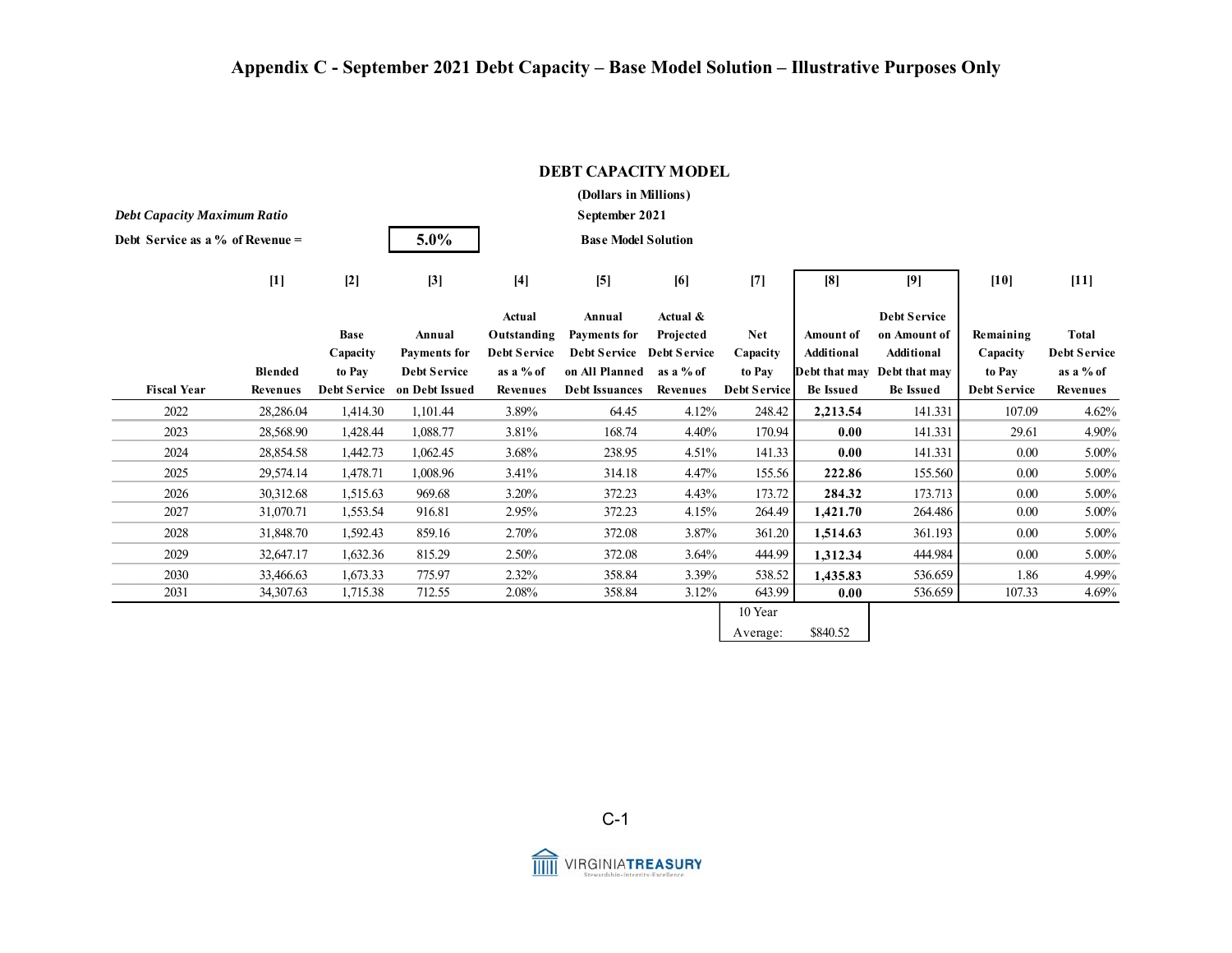# Appendix C - September 2021 Debt Capacity – Base Model Solution – Illustrative Purposes Only

## DEBT CAPACITY MODEL

**(Dollars in Millions)**

**September 2021**

**Base Model Solution**

***Debt Capacity Maximum Ratio***

**Debt Service as a % of Revenue = 5.0%**

| | [1] | [2] | [3] | [4] | [5] | [6] | [7] | [8] | [9] | [10] | [11] |
|---|---|---|---|---|---|---|---|---|---|---|---|
| **Fiscal Year** | **Blended Revenues** | **Base Capacity to Pay Debt Service** | **Annual Payments for Debt Service on Debt Issued** | **Actual Outstanding Debt Service as a % of Revenues** | **Annual Payments for Debt Service on All Planned Debt Issuances** | **Actual & Projected Debt Service as a % of Revenues** | **Net Capacity to Pay Debt Service** | **Amount of Additional Debt that may Be Issued** | **Debt Service on Amount of Additional Debt that may Be Issued** | **Remaining Capacity to Pay Debt Service** | **Total Debt Service as a % of Revenues** |
| 2022 | 28,286.04 | 1,414.30 | 1,101.44 | 3.89% | 64.45 | 4.12% | 248.42 | **2,213.54** | 141.331 | 107.09 | 4.62% |
| 2023 | 28,568.90 | 1,428.44 | 1,088.77 | 3.81% | 168.74 | 4.40% | 170.94 | **0.00** | 141.331 | 29.61 | 4.90% |
| 2024 | 28,854.58 | 1,442.73 | 1,062.45 | 3.68% | 238.95 | 4.51% | 141.33 | **0.00** | 141.331 | 0.00 | 5.00% |
| 2025 | 29,574.14 | 1,478.71 | 1,008.96 | 3.41% | 314.18 | 4.47% | 155.56 | **222.86** | 155.560 | 0.00 | 5.00% |
| 2026 | 30,312.68 | 1,515.63 | 969.68 | 3.20% | 372.23 | 4.43% | 173.72 | **284.32** | 173.713 | 0.00 | 5.00% |
| 2027 | 31,070.71 | 1,553.54 | 916.81 | 2.95% | 372.23 | 4.15% | 264.49 | **1,421.70** | 264.486 | 0.00 | 5.00% |
| 2028 | 31,848.70 | 1,592.43 | 859.16 | 2.70% | 372.08 | 3.87% | 361.20 | **1,514.63** | 361.193 | 0.00 | 5.00% |
| 2029 | 32,647.17 | 1,632.36 | 815.29 | 2.50% | 372.08 | 3.64% | 444.99 | **1,312.34** | 444.984 | 0.00 | 5.00% |
| 2030 | 33,466.63 | 1,673.33 | 775.97 | 2.32% | 358.84 | 3.39% | 538.52 | **1,435.83** | 536.659 | 1.86 | 4.99% |
| 2031 | 34,307.63 | 1,715.38 | 712.55 | 2.08% | 358.84 | 3.12% | 643.99 | **0.00** | 536.659 | 107.33 | 4.69% |
| | | | | | | | 10 Year Average: | $840.52 | | | |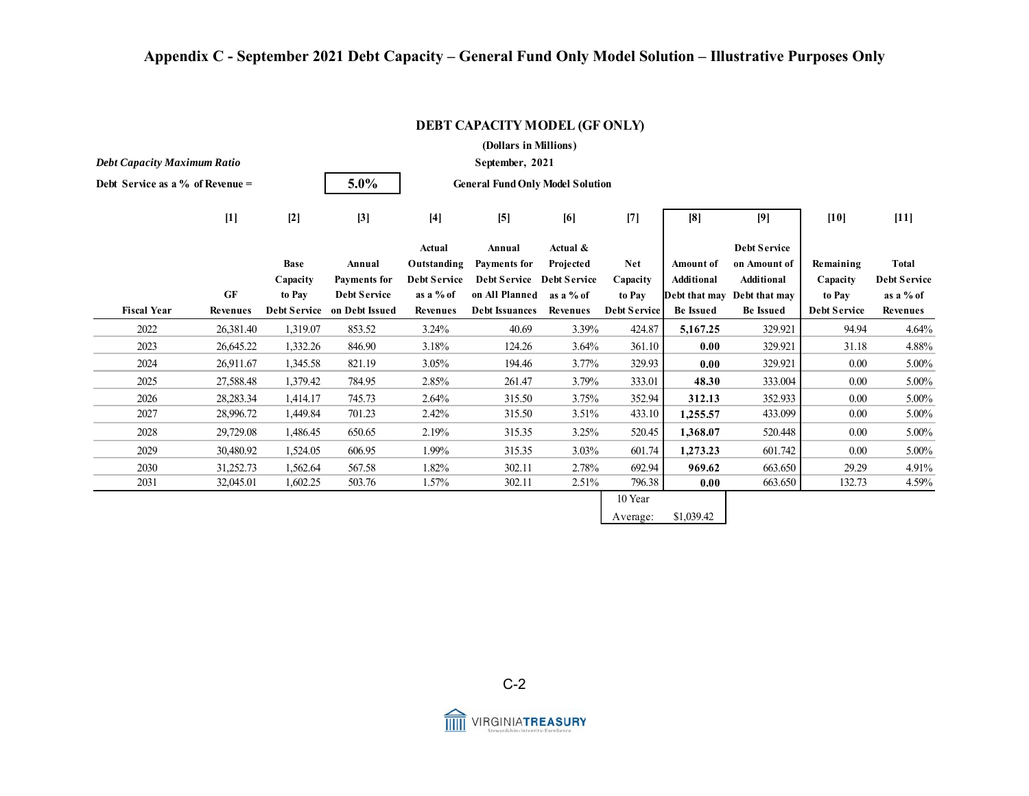# Appendix C - September 2021 Debt Capacity – General Fund Only Model Solution – Illustrative Purposes Only

## DEBT CAPACITY MODEL (GF ONLY)

(Dollars in Millions)

September, 2021

General Fund Only Model Solution

*Debt Capacity Maximum Ratio*

Debt Service as a % of Revenue = **5.0%**

| | [1] | [2] | [3] | [4] | [5] | [6] | [7] | [8] | [9] | [10] | [11] |
|---|---|---|---|---|---|---|---|---|---|---|---|
| Fiscal Year | GF Revenues | Base Capacity to Pay Debt Service | Annual Payments for Debt Service on Debt Issued | Actual Outstanding Debt Service as a % of Revenues | Annual Payments for Debt Service on All Planned Debt Issuances | Actual & Projected Debt Service as a % of Revenues | Net Capacity to Pay Debt Service | Amount of Additional Debt that may Be Issued | Debt Service on Amount of Additional Debt that may Be Issued | Remaining Capacity to Pay Debt Service | Total Debt Service as a % of Revenues |
| 2022 | 26,381.40 | 1,319.07 | 853.52 | 3.24% | 40.69 | 3.39% | 424.87 | **5,167.25** | 329.921 | 94.94 | 4.64% |
| 2023 | 26,645.22 | 1,332.26 | 846.90 | 3.18% | 124.26 | 3.64% | 361.10 | **0.00** | 329.921 | 31.18 | 4.88% |
| 2024 | 26,911.67 | 1,345.58 | 821.19 | 3.05% | 194.46 | 3.77% | 329.93 | **0.00** | 329.921 | 0.00 | 5.00% |
| 2025 | 27,588.48 | 1,379.42 | 784.95 | 2.85% | 261.47 | 3.79% | 333.01 | **48.30** | 333.004 | 0.00 | 5.00% |
| 2026 | 28,283.34 | 1,414.17 | 745.73 | 2.64% | 315.50 | 3.75% | 352.94 | **312.13** | 352.933 | 0.00 | 5.00% |
| 2027 | 28,996.72 | 1,449.84 | 701.23 | 2.42% | 315.50 | 3.51% | 433.10 | **1,255.57** | 433.099 | 0.00 | 5.00% |
| 2028 | 29,729.08 | 1,486.45 | 650.65 | 2.19% | 315.35 | 3.25% | 520.45 | **1,368.07** | 520.448 | 0.00 | 5.00% |
| 2029 | 30,480.92 | 1,524.05 | 606.95 | 1.99% | 315.35 | 3.03% | 601.74 | **1,273.23** | 601.742 | 0.00 | 5.00% |
| 2030 | 31,252.73 | 1,562.64 | 567.58 | 1.82% | 302.11 | 2.78% | 692.94 | **969.62** | 663.650 | 29.29 | 4.91% |
| 2031 | 32,045.01 | 1,602.25 | 503.76 | 1.57% | 302.11 | 2.51% | 796.38 | **0.00** | 663.650 | 132.73 | 4.59% |
| | | | | | | | 10 Year Average: | $1,039.42 | | | |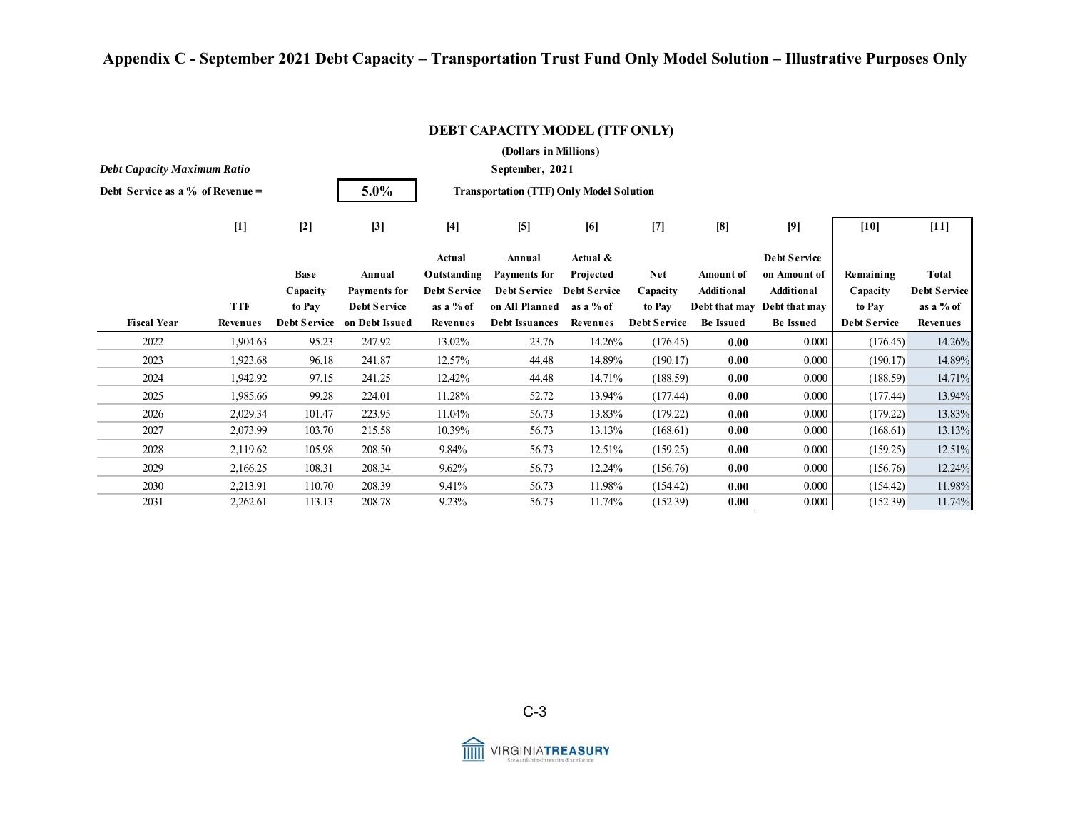# Appendix C - September 2021 Debt Capacity – Transportation Trust Fund Only Model Solution – Illustrative Purposes Only

**DEBT CAPACITY MODEL (TTF ONLY)**

**(Dollars in Millions)**

**September, 2021**

***Debt Capacity Maximum Ratio***

**Debt Service as a % of Revenue =** **5.0%**

**Transportation (TTF) Only Model Solution**

| | [1] | [2] | [3] | [4] | [5] | [6] | [7] | [8] | [9] | [10] | [11] |
|---|---|---|---|---|---|---|---|---|---|---|---|
| **Fiscal Year** | **TTF Revenues** | **Base Capacity to Pay Debt Service** | **Annual Payments for Debt Service on Debt Issued** | **Actual Outstanding Debt Service as a % of Revenues** | **Annual Payments for Debt Service on All Planned Debt Issuances** | **Actual & Projected Debt Service as a % of Revenues** | **Net Capacity to Pay Debt Service** | **Amount of Additional Debt that may Be Issued** | **Debt Service on Amount of Additional Debt that may Be Issued** | **Remaining Capacity to Pay Debt Service** | **Total Debt Service as a % of Revenues** |
| 2022 | 1,904.63 | 95.23 | 247.92 | 13.02% | 23.76 | 14.26% | (176.45) | **0.00** | 0.000 | (176.45) | 14.26% |
| 2023 | 1,923.68 | 96.18 | 241.87 | 12.57% | 44.48 | 14.89% | (190.17) | **0.00** | 0.000 | (190.17) | 14.89% |
| 2024 | 1,942.92 | 97.15 | 241.25 | 12.42% | 44.48 | 14.71% | (188.59) | **0.00** | 0.000 | (188.59) | 14.71% |
| 2025 | 1,985.66 | 99.28 | 224.01 | 11.28% | 52.72 | 13.94% | (177.44) | **0.00** | 0.000 | (177.44) | 13.94% |
| 2026 | 2,029.34 | 101.47 | 223.95 | 11.04% | 56.73 | 13.83% | (179.22) | **0.00** | 0.000 | (179.22) | 13.83% |
| 2027 | 2,073.99 | 103.70 | 215.58 | 10.39% | 56.73 | 13.13% | (168.61) | **0.00** | 0.000 | (168.61) | 13.13% |
| 2028 | 2,119.62 | 105.98 | 208.50 | 9.84% | 56.73 | 12.51% | (159.25) | **0.00** | 0.000 | (159.25) | 12.51% |
| 2029 | 2,166.25 | 108.31 | 208.34 | 9.62% | 56.73 | 12.24% | (156.76) | **0.00** | 0.000 | (156.76) | 12.24% |
| 2030 | 2,213.91 | 110.70 | 208.39 | 9.41% | 56.73 | 11.98% | (154.42) | **0.00** | 0.000 | (154.42) | 11.98% |
| 2031 | 2,262.61 | 113.13 | 208.78 | 9.23% | 56.73 | 11.74% | (152.39) | **0.00** | 0.000 | (152.39) | 11.74% |